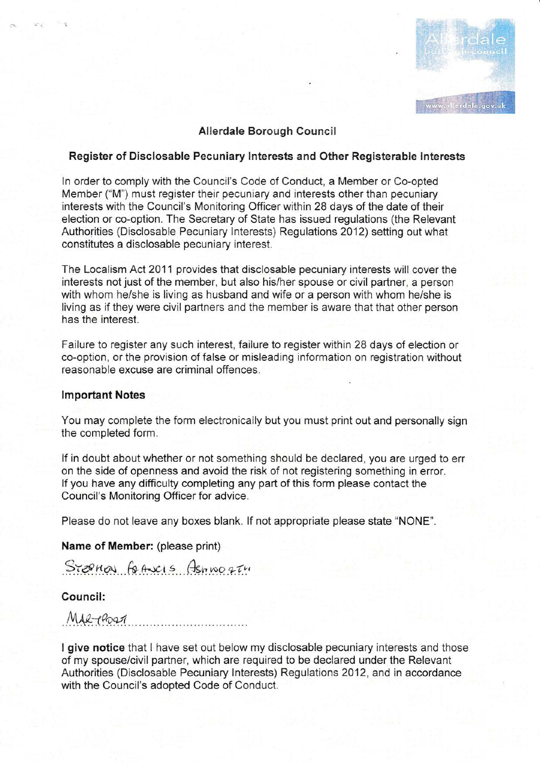Allerdale borough council
www.allerdale.gov.uk

## Allerdale Borough Council

### Register of Disclosable Pecuniary Interests and Other Registerable Interests

In order to comply with the Council's Code of Conduct, a Member or Co-opted Member ("M") must register their pecuniary and interests other than pecuniary interests with the Council's Monitoring Officer within 28 days of the date of their election or co-option. The Secretary of State has issued regulations (the Relevant Authorities (Disclosable Pecuniary Interests) Regulations 2012) setting out what constitutes a disclosable pecuniary interest.

The Localism Act 2011 provides that disclosable pecuniary interests will cover the interests not just of the member, but also his/her spouse or civil partner, a person with whom he/she is living as husband and wife or a person with whom he/she is living as if they were civil partners and the member is aware that that other person has the interest.

Failure to register any such interest, failure to register within 28 days of election or co-option, or the provision of false or misleading information on registration without reasonable excuse are criminal offences.

**Important Notes**

You may complete the form electronically but you must print out and personally sign the completed form.

If in doubt about whether or not something should be declared, you are urged to err on the side of openness and avoid the risk of not registering something in error. If you have any difficulty completing any part of this form please contact the Council's Monitoring Officer for advice.

Please do not leave any boxes blank. If not appropriate please state "NONE".

**Name of Member:** (please print)

STEPHEN FRANCIS ASHWORTH

**Council:**

MARYPORT

**I give notice** that I have set out below my disclosable pecuniary interests and those of my spouse/civil partner, which are required to be declared under the Relevant Authorities (Disclosable Pecuniary Interests) Regulations 2012, and in accordance with the Council's adopted Code of Conduct.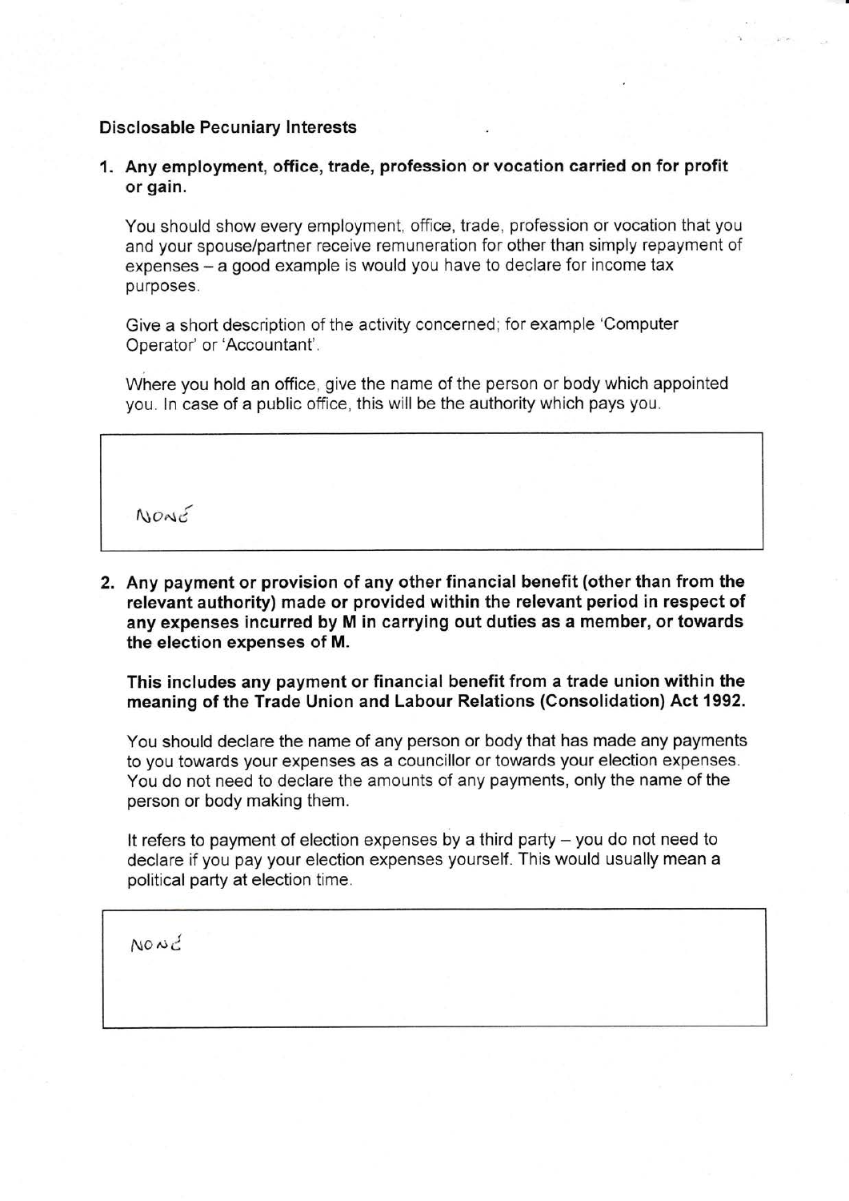**Disclosable Pecuniary Interests**

1. **Any employment, office, trade, profession or vocation carried on for profit or gain.**

   You should show every employment, office, trade, profession or vocation that you and your spouse/partner receive remuneration for other than simply repayment of expenses – a good example is would you have to declare for income tax purposes.

   Give a short description of the activity concerned; for example 'Computer Operator' or 'Accountant'.

   Where you hold an office, give the name of the person or body which appointed you. In case of a public office, this will be the authority which pays you.

| NONE |
|---|

2. **Any payment or provision of any other financial benefit (other than from the relevant authority) made or provided within the relevant period in respect of any expenses incurred by M in carrying out duties as a member, or towards the election expenses of M.**

   **This includes any payment or financial benefit from a trade union within the meaning of the Trade Union and Labour Relations (Consolidation) Act 1992.**

   You should declare the name of any person or body that has made any payments to you towards your expenses as a councillor or towards your election expenses. You do not need to declare the amounts of any payments, only the name of the person or body making them.

   It refers to payment of election expenses by a third party – you do not need to declare if you pay your election expenses yourself. This would usually mean a political party at election time.

| NONE |
|---|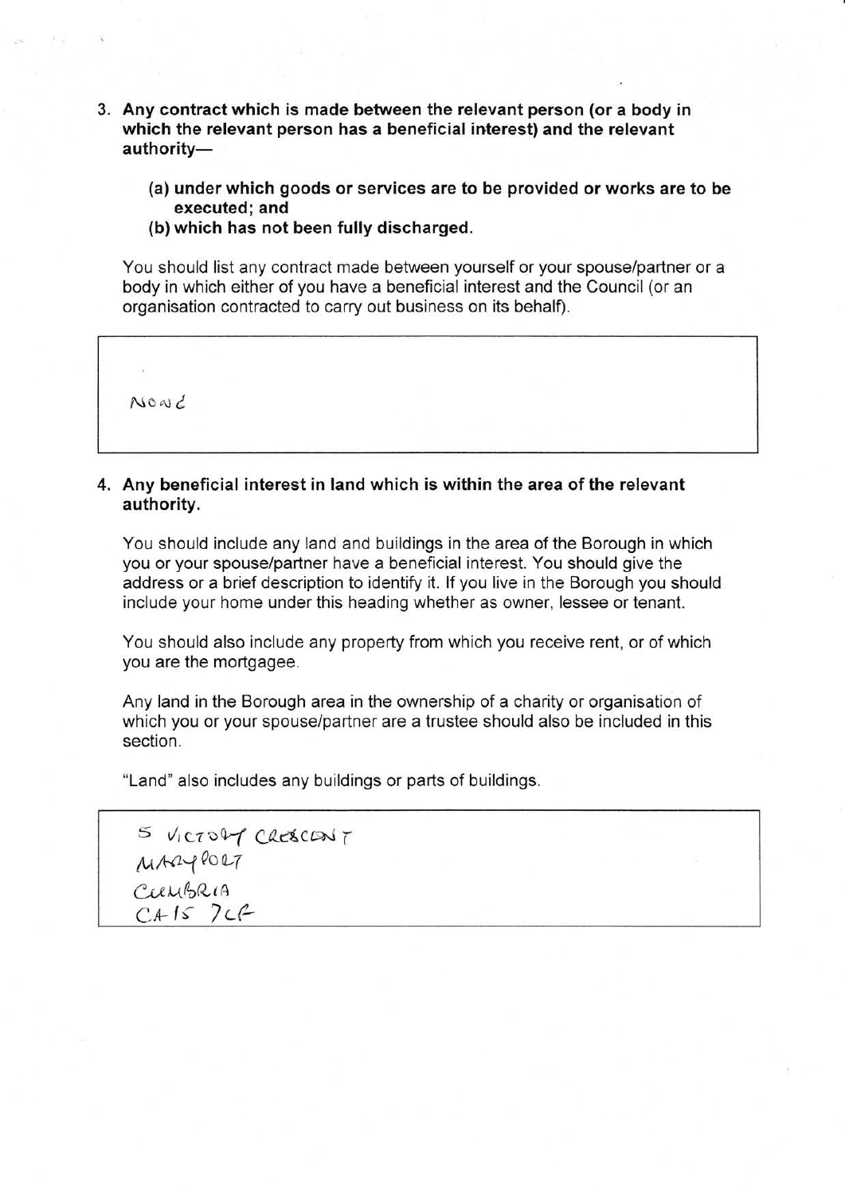3. **Any contract which is made between the relevant person (or a body in which the relevant person has a beneficial interest) and the relevant authority—**

   **(a) under which goods or services are to be provided or works are to be executed; and**
   **(b) which has not been fully discharged.**

   You should list any contract made between yourself or your spouse/partner or a body in which either of you have a beneficial interest and the Council (or an organisation contracted to carry out business on its behalf).

   | |
   |---|
   | None |

4. **Any beneficial interest in land which is within the area of the relevant authority.**

   You should include any land and buildings in the area of the Borough in which you or your spouse/partner have a beneficial interest. You should give the address or a brief description to identify it. If you live in the Borough you should include your home under this heading whether as owner, lessee or tenant.

   You should also include any property from which you receive rent, or of which you are the mortgagee.

   Any land in the Borough area in the ownership of a charity or organisation of which you or your spouse/partner are a trustee should also be included in this section.

   "Land" also includes any buildings or parts of buildings.

   | |
   |---|
   | 5 VICTORY CRESCENT<br>MARYPORT<br>CUMBRIA<br>CA15 7LF |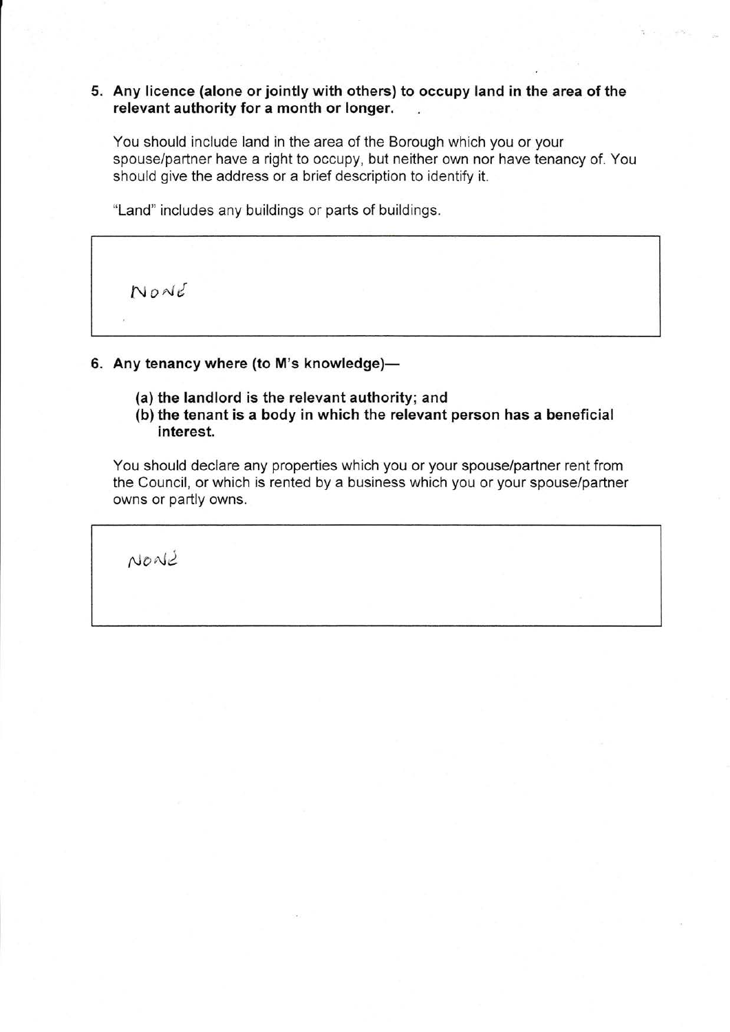5. **Any licence (alone or jointly with others) to occupy land in the area of the relevant authority for a month or longer.**

You should include land in the area of the Borough which you or your spouse/partner have a right to occupy, but neither own nor have tenancy of. You should give the address or a brief description to identify it.

"Land" includes any buildings or parts of buildings.

| |
|---|
| NONE |

6. **Any tenancy where (to M's knowledge)—**

   **(a) the landlord is the relevant authority; and**
   **(b) the tenant is a body in which the relevant person has a beneficial interest.**

You should declare any properties which you or your spouse/partner rent from the Council, or which is rented by a business which you or your spouse/partner owns or partly owns.

| |
|---|
| NONE |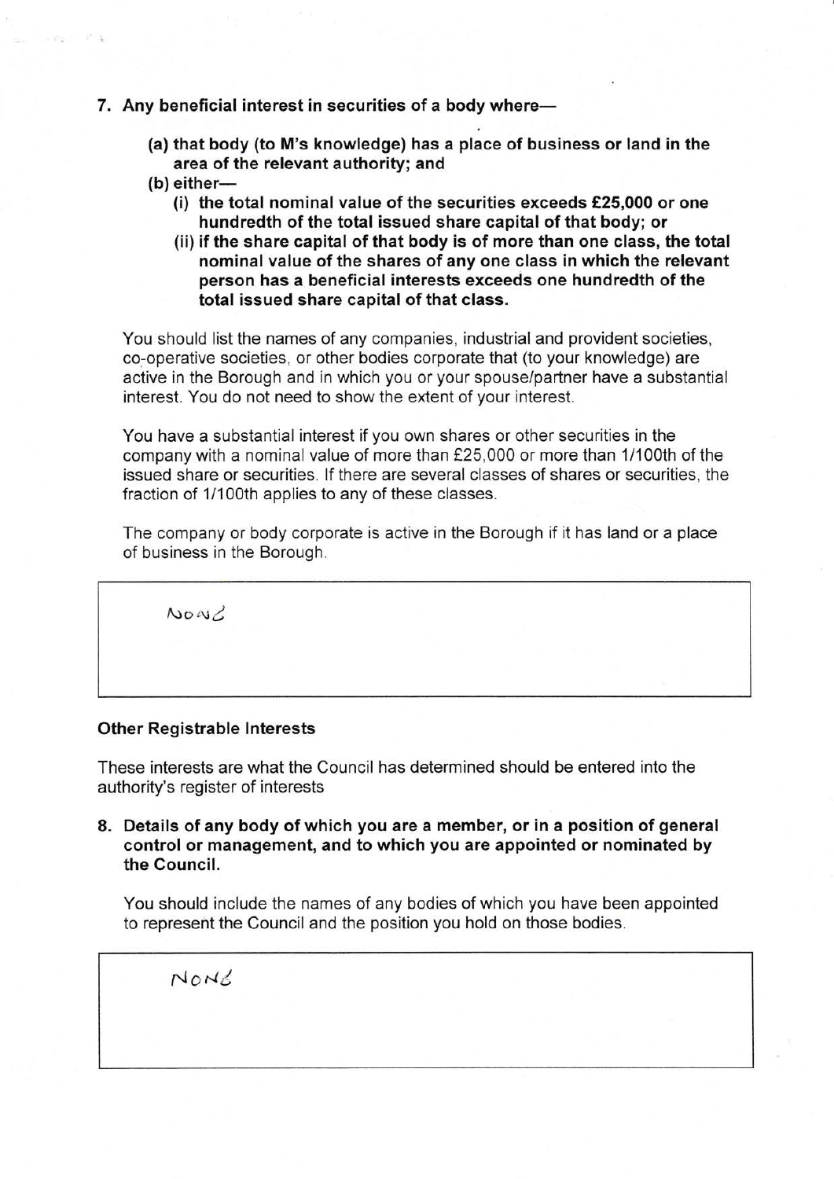**7. Any beneficial interest in securities of a body where—**

**(a) that body (to M's knowledge) has a place of business or land in the area of the relevant authority; and**

**(b) either—**

**(i) the total nominal value of the securities exceeds £25,000 or one hundredth of the total issued share capital of that body; or**

**(ii) if the share capital of that body is of more than one class, the total nominal value of the shares of any one class in which the relevant person has a beneficial interests exceeds one hundredth of the total issued share capital of that class.**

You should list the names of any companies, industrial and provident societies, co-operative societies, or other bodies corporate that (to your knowledge) are active in the Borough and in which you or your spouse/partner have a substantial interest. You do not need to show the extent of your interest.

You have a substantial interest if you own shares or other securities in the company with a nominal value of more than £25,000 or more than 1/100th of the issued share or securities. If there are several classes of shares or securities, the fraction of 1/100th applies to any of these classes.

The company or body corporate is active in the Borough if it has land or a place of business in the Borough.

| NONE |
|---|

### Other Registrable Interests

These interests are what the Council has determined should be entered into the authority's register of interests

**8. Details of any body of which you are a member, or in a position of general control or management, and to which you are appointed or nominated by the Council.**

You should include the names of any bodies of which you have been appointed to represent the Council and the position you hold on those bodies.

| NONE |
|---|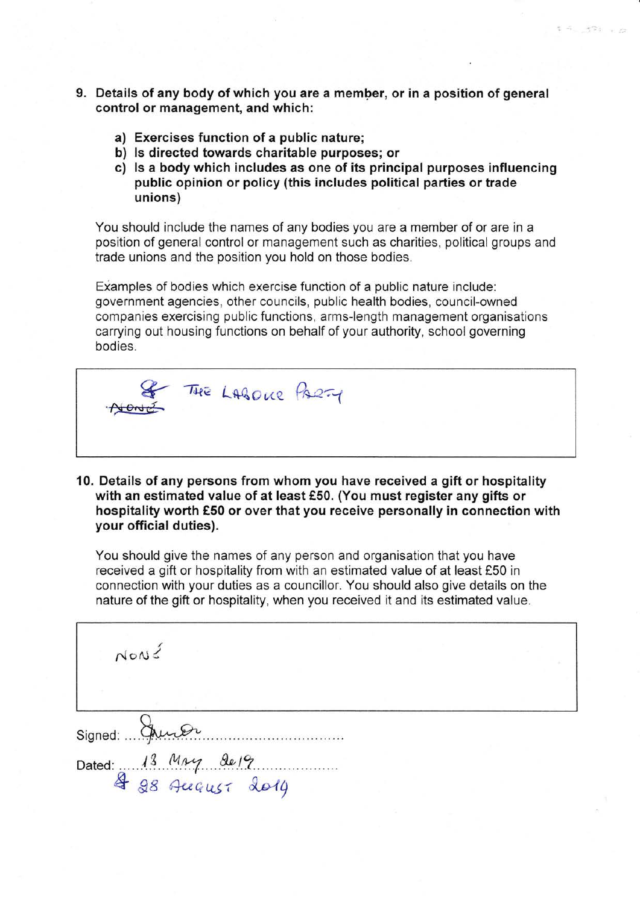9. **Details of any body of which you are a member, or in a position of general control or management, and which:**

   a) **Exercises function of a public nature;**
   b) **Is directed towards charitable purposes; or**
   c) **Is a body which includes as one of its principal purposes influencing public opinion or policy (this includes political parties or trade unions)**

   You should include the names of any bodies you are a member of or are in a position of general control or management such as charities, political groups and trade unions and the position you hold on those bodies.

   Examples of bodies which exercise function of a public nature include: government agencies, other councils, public health bodies, council-owned companies exercising public functions, arms-length management organisations carrying out housing functions on behalf of your authority, school governing bodies.

| |
|---|
| ~~NONE~~ & THE LABOUR PARTY |

10. **Details of any persons from whom you have received a gift or hospitality with an estimated value of at least £50. (You must register any gifts or hospitality worth £50 or over that you receive personally in connection with your official duties).**

    You should give the names of any person and organisation that you have received a gift or hospitality from with an estimated value of at least £50 in connection with your duties as a councillor. You should also give details on the nature of the gift or hospitality, when you received it and its estimated value.

| |
|---|
| NONE |

Signed: ..........................................

Dated: 13 May 2019
& 28 August 2019